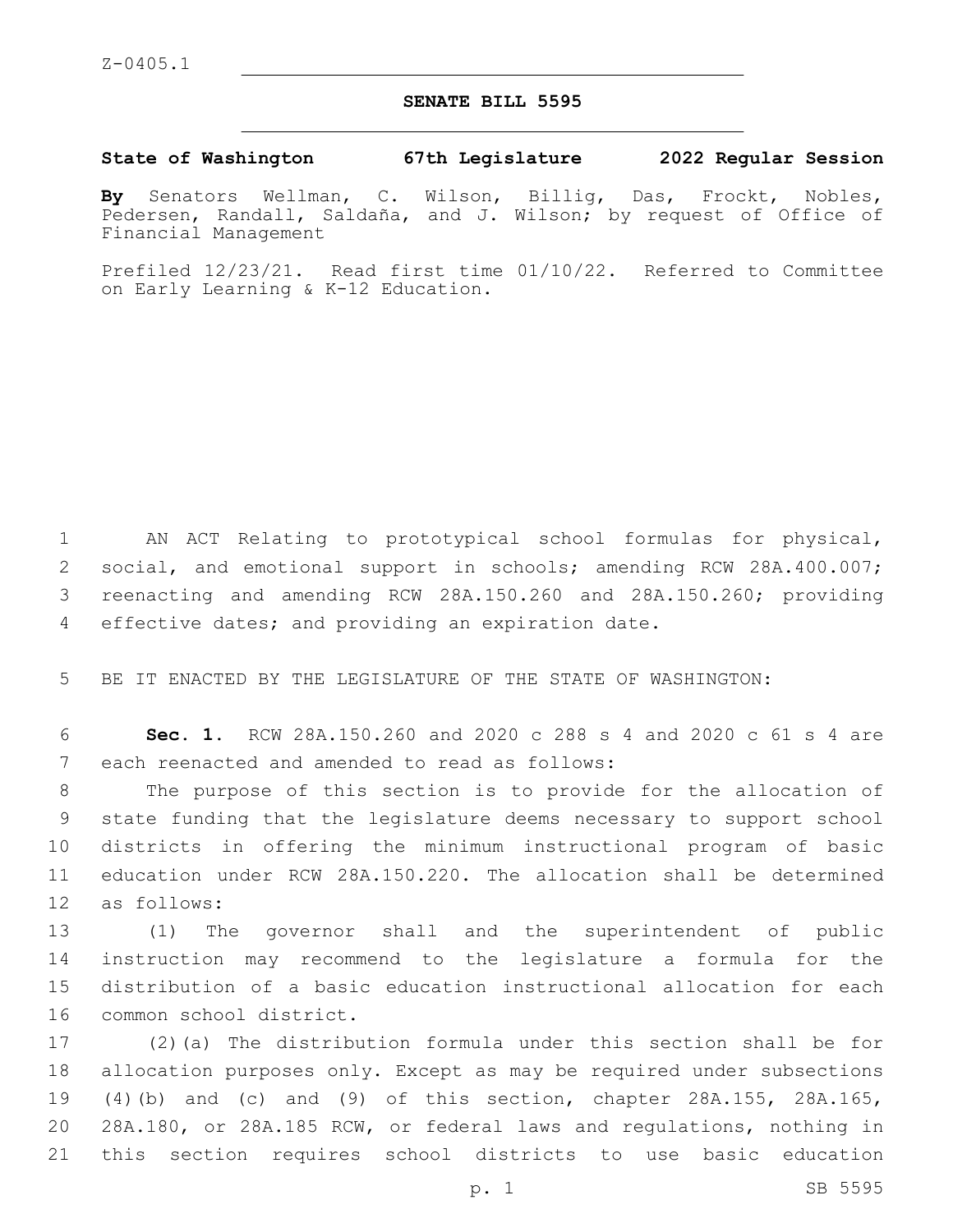Z-0405.1

# SENATE BILL 5595

**State of Washington 67th Legislature 2022 Regular Session**

**By** Senators Wellman, C. Wilson, Billig, Das, Frockt, Nobles, Pedersen, Randall, Saldaña, and J. Wilson; by request of Office of Financial Management

Prefiled 12/23/21. Read first time 01/10/22. Referred to Committee on Early Learning & K-12 Education.

AN ACT Relating to prototypical school formulas for physical, social, and emotional support in schools; amending RCW 28A.400.007; reenacting and amending RCW 28A.150.260 and 28A.150.260; providing effective dates; and providing an expiration date.

BE IT ENACTED BY THE LEGISLATURE OF THE STATE OF WASHINGTON:

**Sec. 1.** RCW 28A.150.260 and 2020 c 288 s 4 and 2020 c 61 s 4 are each reenacted and amended to read as follows:

The purpose of this section is to provide for the allocation of state funding that the legislature deems necessary to support school districts in offering the minimum instructional program of basic education under RCW 28A.150.220. The allocation shall be determined as follows:

(1) The governor shall and the superintendent of public instruction may recommend to the legislature a formula for the distribution of a basic education instructional allocation for each common school district.

(2)(a) The distribution formula under this section shall be for allocation purposes only. Except as may be required under subsections (4)(b) and (c) and (9) of this section, chapter 28A.155, 28A.165, 28A.180, or 28A.185 RCW, or federal laws and regulations, nothing in this section requires school districts to use basic education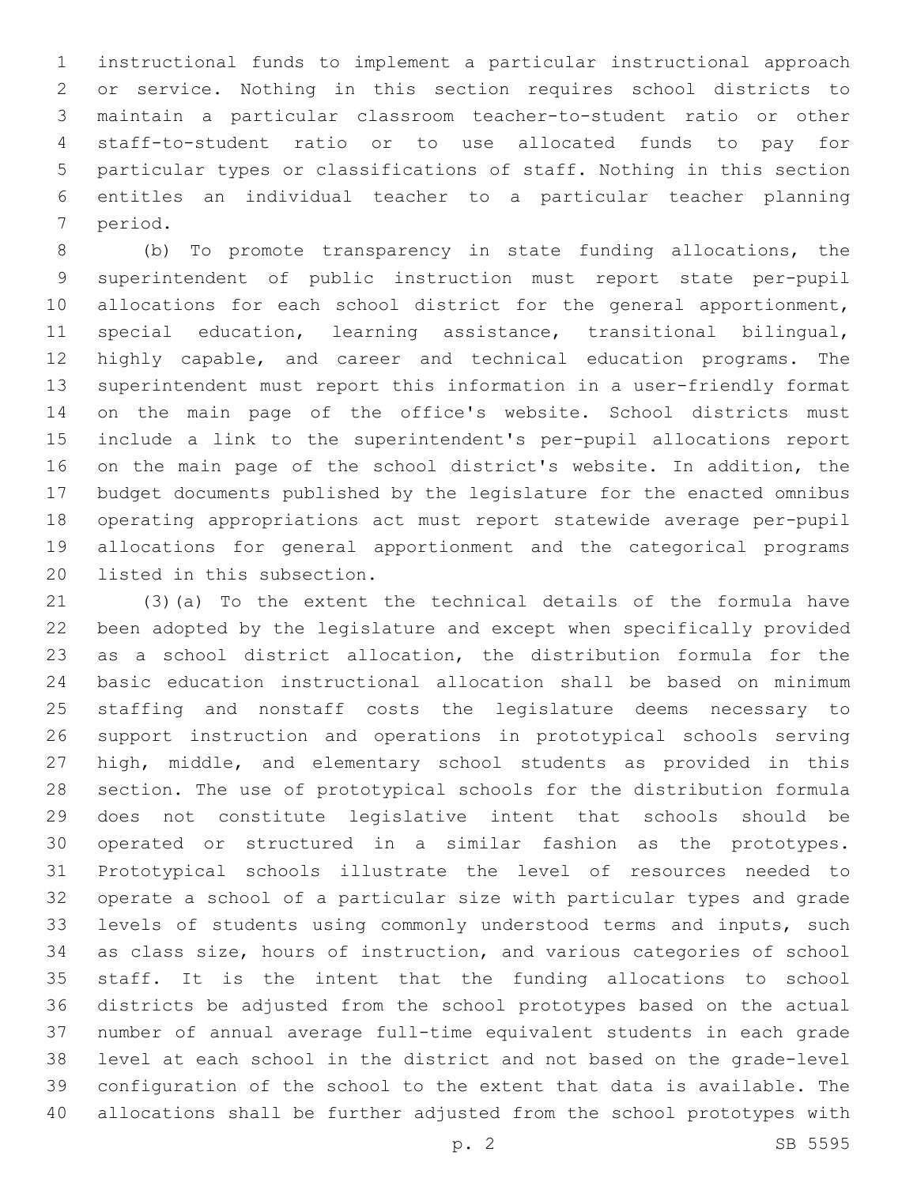instructional funds to implement a particular instructional approach or service. Nothing in this section requires school districts to maintain a particular classroom teacher-to-student ratio or other staff-to-student ratio or to use allocated funds to pay for particular types or classifications of staff. Nothing in this section entitles an individual teacher to a particular teacher planning period.

(b) To promote transparency in state funding allocations, the superintendent of public instruction must report state per-pupil allocations for each school district for the general apportionment, special education, learning assistance, transitional bilingual, highly capable, and career and technical education programs. The superintendent must report this information in a user-friendly format on the main page of the office's website. School districts must include a link to the superintendent's per-pupil allocations report on the main page of the school district's website. In addition, the budget documents published by the legislature for the enacted omnibus operating appropriations act must report statewide average per-pupil allocations for general apportionment and the categorical programs listed in this subsection.

(3)(a) To the extent the technical details of the formula have been adopted by the legislature and except when specifically provided as a school district allocation, the distribution formula for the basic education instructional allocation shall be based on minimum staffing and nonstaff costs the legislature deems necessary to support instruction and operations in prototypical schools serving high, middle, and elementary school students as provided in this section. The use of prototypical schools for the distribution formula does not constitute legislative intent that schools should be operated or structured in a similar fashion as the prototypes. Prototypical schools illustrate the level of resources needed to operate a school of a particular size with particular types and grade levels of students using commonly understood terms and inputs, such as class size, hours of instruction, and various categories of school staff. It is the intent that the funding allocations to school districts be adjusted from the school prototypes based on the actual number of annual average full-time equivalent students in each grade level at each school in the district and not based on the grade-level configuration of the school to the extent that data is available. The allocations shall be further adjusted from the school prototypes with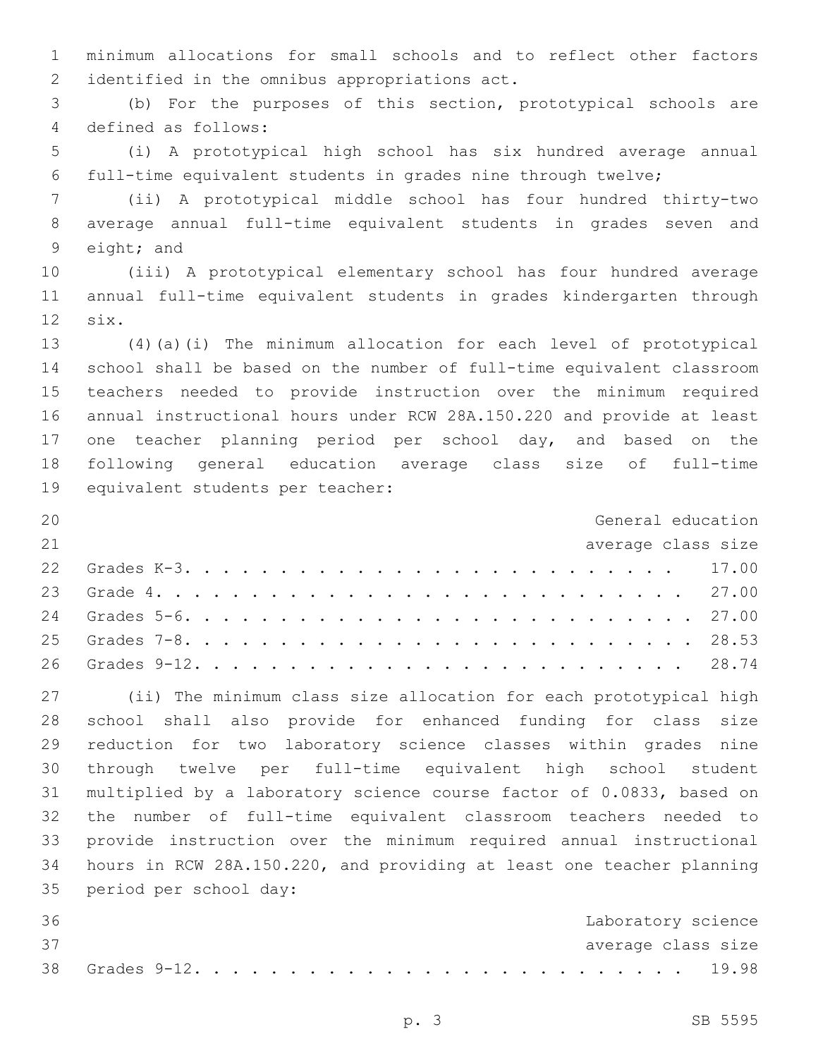minimum allocations for small schools and to reflect other factors identified in the omnibus appropriations act.

(b) For the purposes of this section, prototypical schools are defined as follows:

(i) A prototypical high school has six hundred average annual full-time equivalent students in grades nine through twelve;

(ii) A prototypical middle school has four hundred thirty-two average annual full-time equivalent students in grades seven and eight; and

(iii) A prototypical elementary school has four hundred average annual full-time equivalent students in grades kindergarten through six.

(4)(a)(i) The minimum allocation for each level of prototypical school shall be based on the number of full-time equivalent classroom teachers needed to provide instruction over the minimum required annual instructional hours under RCW 28A.150.220 and provide at least one teacher planning period per school day, and based on the following general education average class size of full-time equivalent students per teacher:

| | General education average class size |
|---|---|
| Grades K-3 | 17.00 |
| Grade 4 | 27.00 |
| Grades 5-6 | 27.00 |
| Grades 7-8 | 28.53 |
| Grades 9-12 | 28.74 |

(ii) The minimum class size allocation for each prototypical high school shall also provide for enhanced funding for class size reduction for two laboratory science classes within grades nine through twelve per full-time equivalent high school student multiplied by a laboratory science course factor of 0.0833, based on the number of full-time equivalent classroom teachers needed to provide instruction over the minimum required annual instructional hours in RCW 28A.150.220, and providing at least one teacher planning period per school day:

| | Laboratory science average class size |
|---|---|
| Grades 9-12 | 19.98 |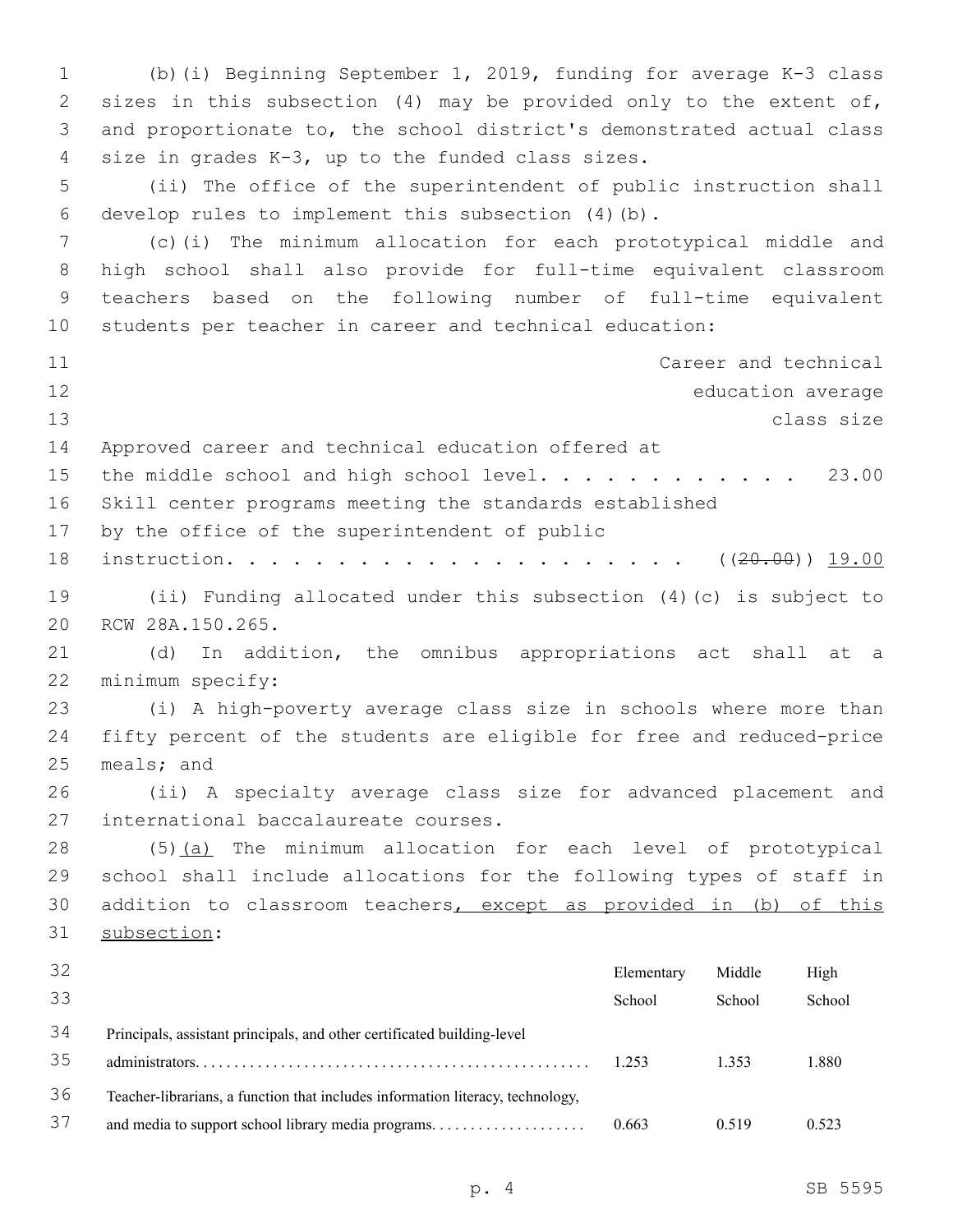(b)(i) Beginning September 1, 2019, funding for average K-3 class sizes in this subsection (4) may be provided only to the extent of, and proportionate to, the school district's demonstrated actual class size in grades K-3, up to the funded class sizes.

(ii) The office of the superintendent of public instruction shall develop rules to implement this subsection (4)(b).

(c)(i) The minimum allocation for each prototypical middle and high school shall also provide for full-time equivalent classroom teachers based on the following number of full-time equivalent students per teacher in career and technical education:

| | Career and technical education average class size |
|---|---|
| Approved career and technical education offered at the middle school and high school level. . . . . . . . . . . . . | 23.00 |
| Skill center programs meeting the standards established by the office of the superintendent of public instruction. . . . . . . . . . . . . . . . . . . . . . | ((~~20.00~~)) <u>19.00</u> |

(ii) Funding allocated under this subsection (4)(c) is subject to RCW 28A.150.265.

(d) In addition, the omnibus appropriations act shall at a minimum specify:

(i) A high-poverty average class size in schools where more than fifty percent of the students are eligible for free and reduced-price meals; and

(ii) A specialty average class size for advanced placement and international baccalaureate courses.

(5)<u>(a)</u> The minimum allocation for each level of prototypical school shall include allocations for the following types of staff in addition to classroom teachers<u>, except as provided in (b) of this subsection</u>:

| | Elementary School | Middle School | High School |
|---|---|---|---|
| Principals, assistant principals, and other certificated building-level administrators. . . . . . . . . . . . . . . . . . . . . . . . . . . . . . . . . . . . . . . . . . . . . . . . | 1.253 | 1.353 | 1.880 |
| Teacher-librarians, a function that includes information literacy, technology, and media to support school library media programs. . . . . . . . . . . . . . . . . . . | 0.663 | 0.519 | 0.523 |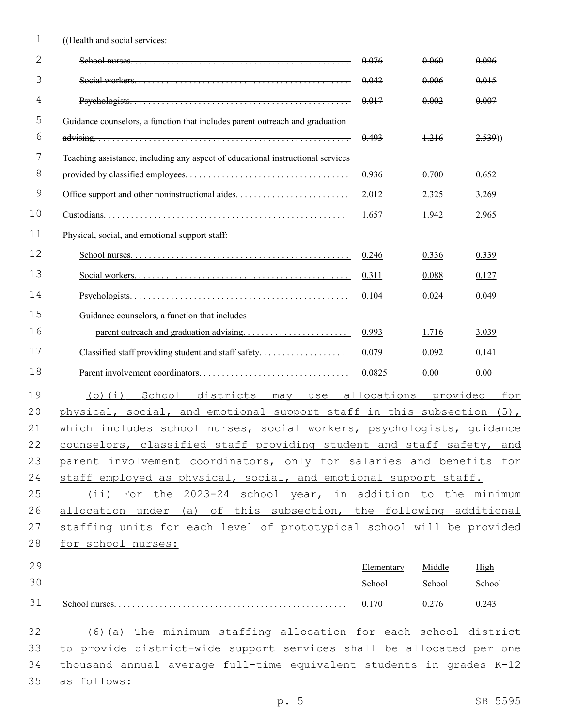| | | | |
|---|---|---|---|
| ((~~Health and social services:~~ | | | |
| ~~School nurses.~~ | ~~0.076~~ | ~~0.060~~ | ~~0.096~~ |
| ~~Social workers.~~ | ~~0.042~~ | ~~0.006~~ | ~~0.015~~ |
| ~~Psychologists.~~ | ~~0.017~~ | ~~0.002~~ | ~~0.007~~ |
| ~~Guidance counselors, a function that includes parent outreach and graduation advising.~~ | ~~0.493~~ | ~~1.216~~ | ~~2.539~~)) |
| Teaching assistance, including any aspect of educational instructional services provided by classified employees. | 0.936 | 0.700 | 0.652 |
| Office support and other noninstructional aides. | 2.012 | 2.325 | 3.269 |
| Custodians. | 1.657 | 1.942 | 2.965 |
| <u>Physical, social, and emotional support staff:</u> | | | |
| <u>School nurses.</u> | <u>0.246</u> | <u>0.336</u> | <u>0.339</u> |
| <u>Social workers.</u> | <u>0.311</u> | <u>0.088</u> | <u>0.127</u> |
| <u>Psychologists.</u> | <u>0.104</u> | <u>0.024</u> | <u>0.049</u> |
| <u>Guidance counselors, a function that includes parent outreach and graduation advising.</u> | <u>0.993</u> | <u>1.716</u> | <u>3.039</u> |
| Classified staff providing student and staff safety. | 0.079 | 0.092 | 0.141 |
| Parent involvement coordinators. | 0.0825 | 0.00 | 0.00 |

<u>(b)(i) School districts may use allocations provided for physical, social, and emotional support staff in this subsection (5), which includes school nurses, social workers, psychologists, guidance counselors, classified staff providing student and staff safety, and parent involvement coordinators, only for salaries and benefits for staff employed as physical, social, and emotional support staff.</u>

<u>(ii) For the 2023-24 school year, in addition to the minimum allocation under (a) of this subsection, the following additional staffing units for each level of prototypical school will be provided for school nurses:</u>

| | <u>Elementary School</u> | <u>Middle School</u> | <u>High School</u> |
|---|---|---|---|
| <u>School nurses.</u> | <u>0.170</u> | <u>0.276</u> | <u>0.243</u> |

(6)(a) The minimum staffing allocation for each school district to provide district-wide support services shall be allocated per one thousand annual average full-time equivalent students in grades K-12 as follows: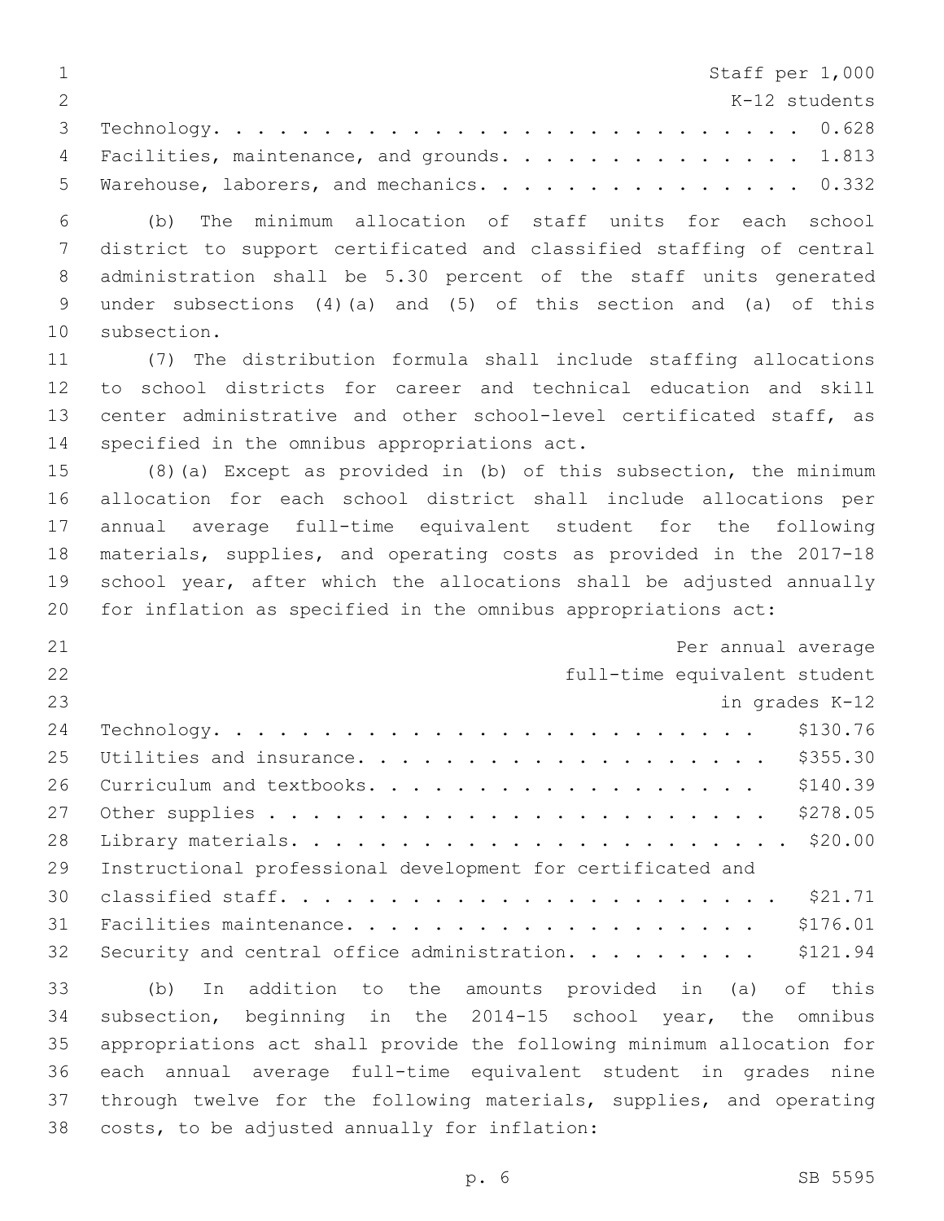| | Staff per 1,000 K-12 students |
|---|---|
| Technology | 0.628 |
| Facilities, maintenance, and grounds | 1.813 |
| Warehouse, laborers, and mechanics | 0.332 |

(b) The minimum allocation of staff units for each school district to support certificated and classified staffing of central administration shall be 5.30 percent of the staff units generated under subsections (4)(a) and (5) of this section and (a) of this subsection.

(7) The distribution formula shall include staffing allocations to school districts for career and technical education and skill center administrative and other school-level certificated staff, as specified in the omnibus appropriations act.

(8)(a) Except as provided in (b) of this subsection, the minimum allocation for each school district shall include allocations per annual average full-time equivalent student for the following materials, supplies, and operating costs as provided in the 2017-18 school year, after which the allocations shall be adjusted annually for inflation as specified in the omnibus appropriations act:

| | Per annual average full-time equivalent student in grades K-12 |
|---|---|
| Technology | $130.76 |
| Utilities and insurance | $355.30 |
| Curriculum and textbooks | $140.39 |
| Other supplies | $278.05 |
| Library materials | $20.00 |
| Instructional professional development for certificated and classified staff | $21.71 |
| Facilities maintenance | $176.01 |
| Security and central office administration | $121.94 |

(b) In addition to the amounts provided in (a) of this subsection, beginning in the 2014-15 school year, the omnibus appropriations act shall provide the following minimum allocation for each annual average full-time equivalent student in grades nine through twelve for the following materials, supplies, and operating costs, to be adjusted annually for inflation: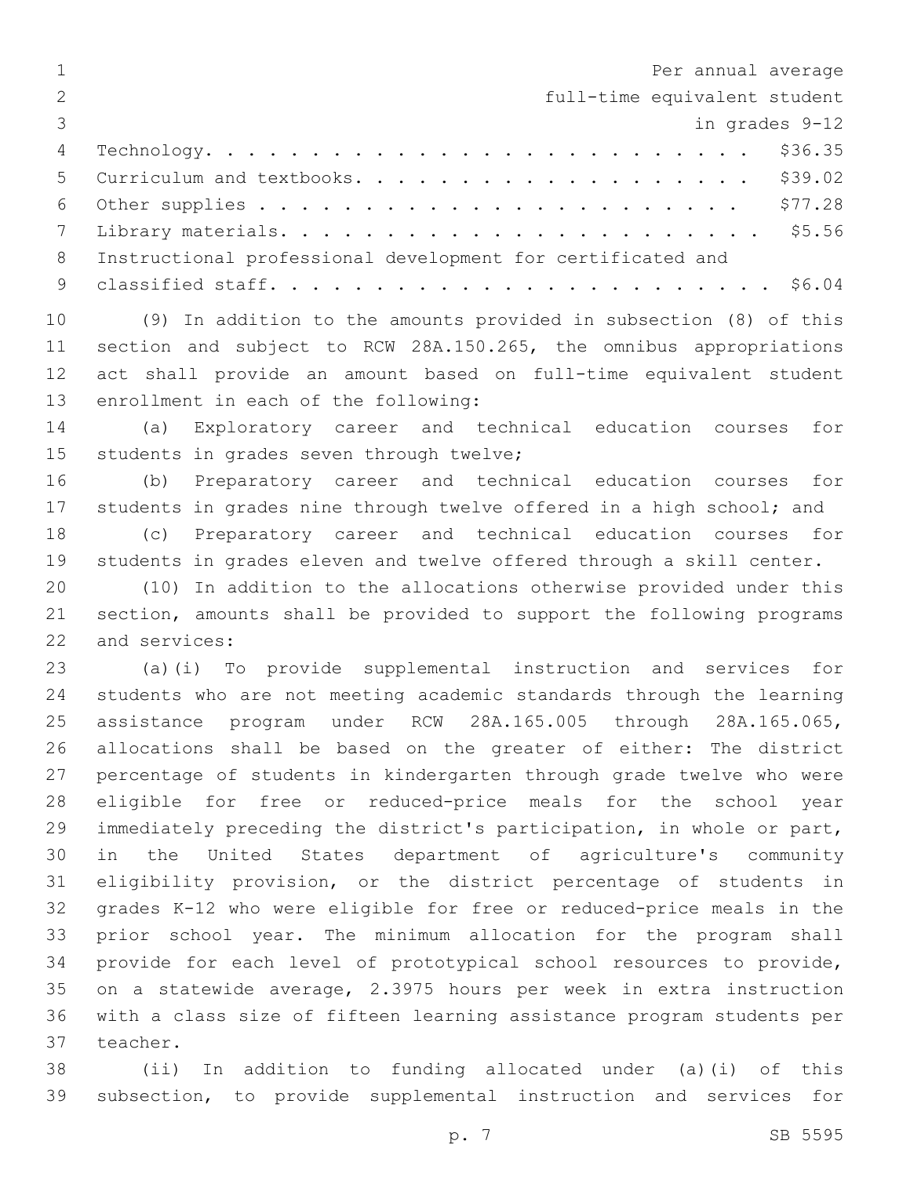| | Per annual average full-time equivalent student in grades 9-12 |
|---|---|
| Technology | $36.35 |
| Curriculum and textbooks | $39.02 |
| Other supplies | $77.28 |
| Library materials | $5.56 |
| Instructional professional development for certificated and classified staff | $6.04 |

(9) In addition to the amounts provided in subsection (8) of this section and subject to RCW 28A.150.265, the omnibus appropriations act shall provide an amount based on full-time equivalent student enrollment in each of the following:

(a) Exploratory career and technical education courses for students in grades seven through twelve;

(b) Preparatory career and technical education courses for students in grades nine through twelve offered in a high school; and

(c) Preparatory career and technical education courses for students in grades eleven and twelve offered through a skill center.

(10) In addition to the allocations otherwise provided under this section, amounts shall be provided to support the following programs and services:

(a)(i) To provide supplemental instruction and services for students who are not meeting academic standards through the learning assistance program under RCW 28A.165.005 through 28A.165.065, allocations shall be based on the greater of either: The district percentage of students in kindergarten through grade twelve who were eligible for free or reduced-price meals for the school year immediately preceding the district's participation, in whole or part, in the United States department of agriculture's community eligibility provision, or the district percentage of students in grades K-12 who were eligible for free or reduced-price meals in the prior school year. The minimum allocation for the program shall provide for each level of prototypical school resources to provide, on a statewide average, 2.3975 hours per week in extra instruction with a class size of fifteen learning assistance program students per teacher.

(ii) In addition to funding allocated under (a)(i) of this subsection, to provide supplemental instruction and services for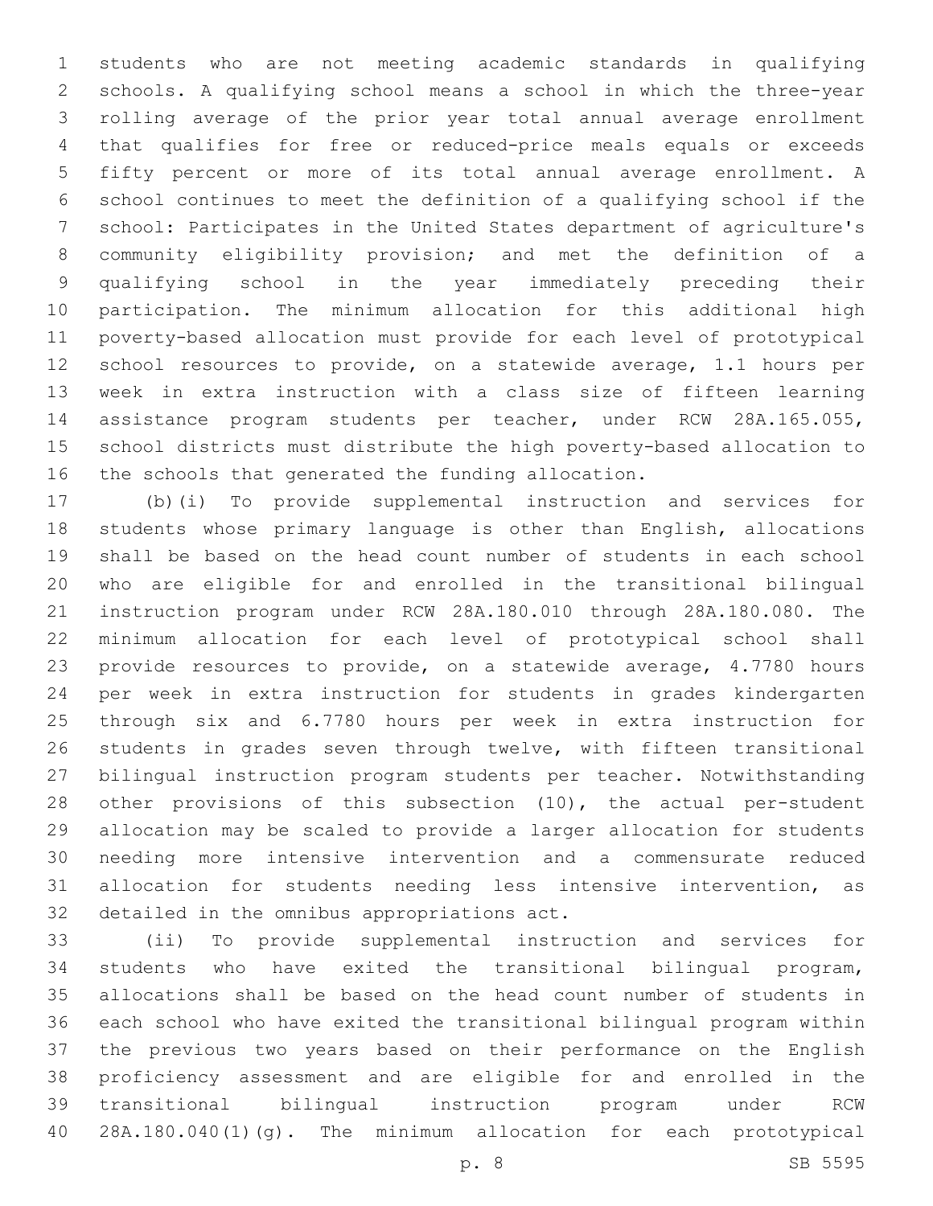students who are not meeting academic standards in qualifying schools. A qualifying school means a school in which the three-year rolling average of the prior year total annual average enrollment that qualifies for free or reduced-price meals equals or exceeds fifty percent or more of its total annual average enrollment. A school continues to meet the definition of a qualifying school if the school: Participates in the United States department of agriculture's community eligibility provision; and met the definition of a qualifying school in the year immediately preceding their participation. The minimum allocation for this additional high poverty-based allocation must provide for each level of prototypical school resources to provide, on a statewide average, 1.1 hours per week in extra instruction with a class size of fifteen learning assistance program students per teacher, under RCW 28A.165.055, school districts must distribute the high poverty-based allocation to the schools that generated the funding allocation.

(b)(i) To provide supplemental instruction and services for students whose primary language is other than English, allocations shall be based on the head count number of students in each school who are eligible for and enrolled in the transitional bilingual instruction program under RCW 28A.180.010 through 28A.180.080. The minimum allocation for each level of prototypical school shall provide resources to provide, on a statewide average, 4.7780 hours per week in extra instruction for students in grades kindergarten through six and 6.7780 hours per week in extra instruction for students in grades seven through twelve, with fifteen transitional bilingual instruction program students per teacher. Notwithstanding other provisions of this subsection (10), the actual per-student allocation may be scaled to provide a larger allocation for students needing more intensive intervention and a commensurate reduced allocation for students needing less intensive intervention, as detailed in the omnibus appropriations act.

(ii) To provide supplemental instruction and services for students who have exited the transitional bilingual program, allocations shall be based on the head count number of students in each school who have exited the transitional bilingual program within the previous two years based on their performance on the English proficiency assessment and are eligible for and enrolled in the transitional bilingual instruction program under RCW 28A.180.040(1)(g). The minimum allocation for each prototypical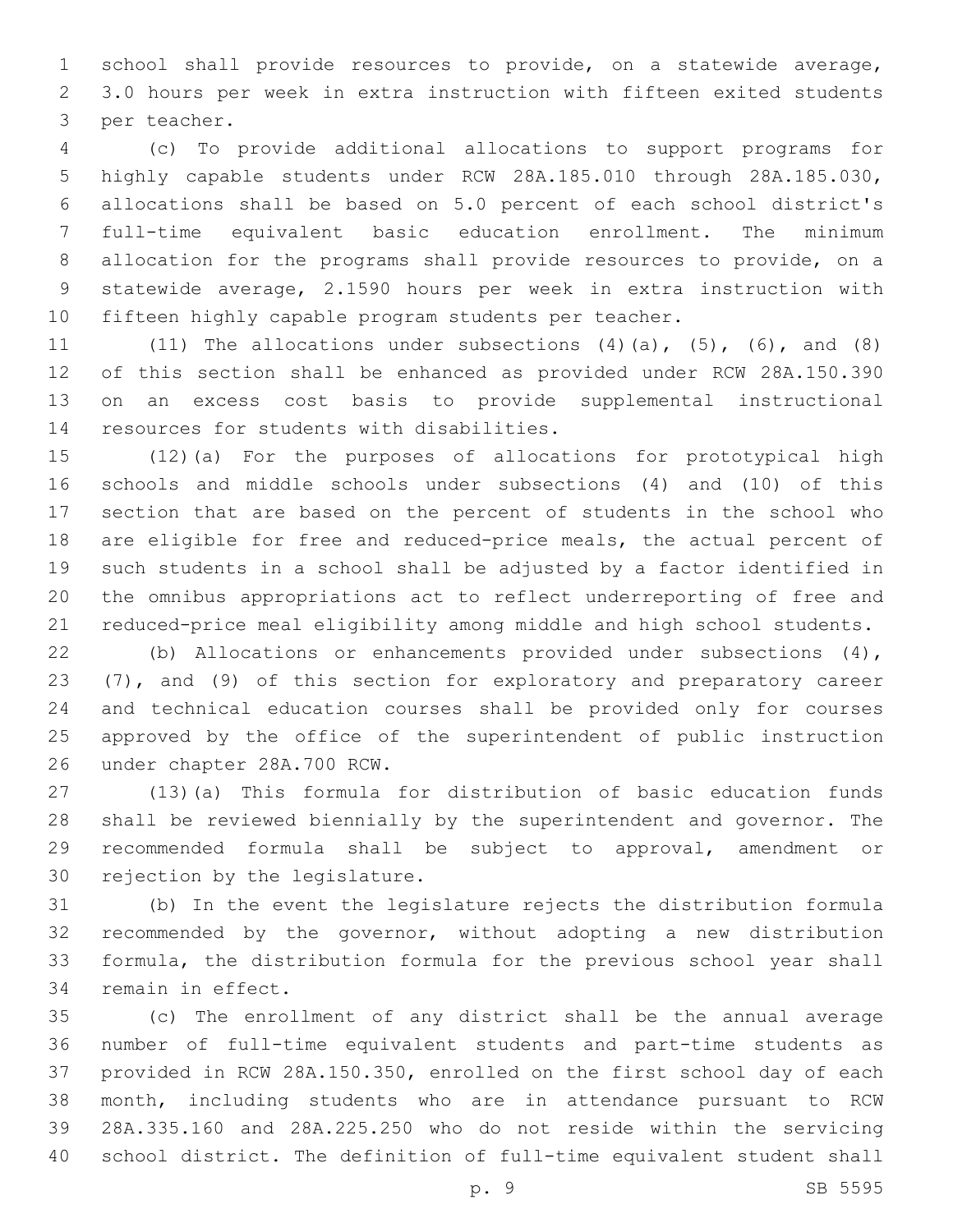school shall provide resources to provide, on a statewide average, 3.0 hours per week in extra instruction with fifteen exited students per teacher.

(c) To provide additional allocations to support programs for highly capable students under RCW 28A.185.010 through 28A.185.030, allocations shall be based on 5.0 percent of each school district's full-time equivalent basic education enrollment. The minimum allocation for the programs shall provide resources to provide, on a statewide average, 2.1590 hours per week in extra instruction with fifteen highly capable program students per teacher.

(11) The allocations under subsections (4)(a), (5), (6), and (8) of this section shall be enhanced as provided under RCW 28A.150.390 on an excess cost basis to provide supplemental instructional resources for students with disabilities.

(12)(a) For the purposes of allocations for prototypical high schools and middle schools under subsections (4) and (10) of this section that are based on the percent of students in the school who are eligible for free and reduced-price meals, the actual percent of such students in a school shall be adjusted by a factor identified in the omnibus appropriations act to reflect underreporting of free and reduced-price meal eligibility among middle and high school students.

(b) Allocations or enhancements provided under subsections (4), (7), and (9) of this section for exploratory and preparatory career and technical education courses shall be provided only for courses approved by the office of the superintendent of public instruction under chapter 28A.700 RCW.

(13)(a) This formula for distribution of basic education funds shall be reviewed biennially by the superintendent and governor. The recommended formula shall be subject to approval, amendment or rejection by the legislature.

(b) In the event the legislature rejects the distribution formula recommended by the governor, without adopting a new distribution formula, the distribution formula for the previous school year shall remain in effect.

(c) The enrollment of any district shall be the annual average number of full-time equivalent students and part-time students as provided in RCW 28A.150.350, enrolled on the first school day of each month, including students who are in attendance pursuant to RCW 28A.335.160 and 28A.225.250 who do not reside within the servicing school district. The definition of full-time equivalent student shall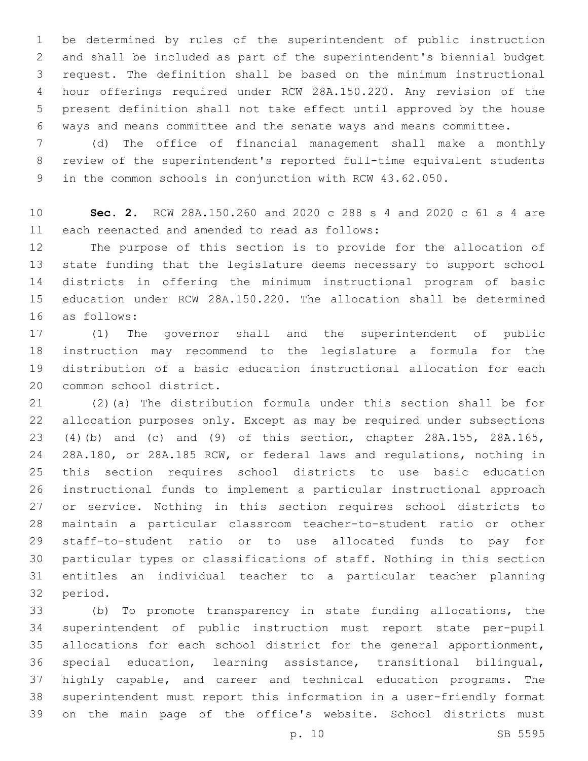be determined by rules of the superintendent of public instruction and shall be included as part of the superintendent's biennial budget request. The definition shall be based on the minimum instructional hour offerings required under RCW 28A.150.220. Any revision of the present definition shall not take effect until approved by the house ways and means committee and the senate ways and means committee.

(d) The office of financial management shall make a monthly review of the superintendent's reported full-time equivalent students in the common schools in conjunction with RCW 43.62.050.

**Sec. 2.** RCW 28A.150.260 and 2020 c 288 s 4 and 2020 c 61 s 4 are each reenacted and amended to read as follows:

The purpose of this section is to provide for the allocation of state funding that the legislature deems necessary to support school districts in offering the minimum instructional program of basic education under RCW 28A.150.220. The allocation shall be determined as follows:

(1) The governor shall and the superintendent of public instruction may recommend to the legislature a formula for the distribution of a basic education instructional allocation for each common school district.

(2)(a) The distribution formula under this section shall be for allocation purposes only. Except as may be required under subsections (4)(b) and (c) and (9) of this section, chapter 28A.155, 28A.165, 28A.180, or 28A.185 RCW, or federal laws and regulations, nothing in this section requires school districts to use basic education instructional funds to implement a particular instructional approach or service. Nothing in this section requires school districts to maintain a particular classroom teacher-to-student ratio or other staff-to-student ratio or to use allocated funds to pay for particular types or classifications of staff. Nothing in this section entitles an individual teacher to a particular teacher planning period.

(b) To promote transparency in state funding allocations, the superintendent of public instruction must report state per-pupil allocations for each school district for the general apportionment, special education, learning assistance, transitional bilingual, highly capable, and career and technical education programs. The superintendent must report this information in a user-friendly format on the main page of the office's website. School districts must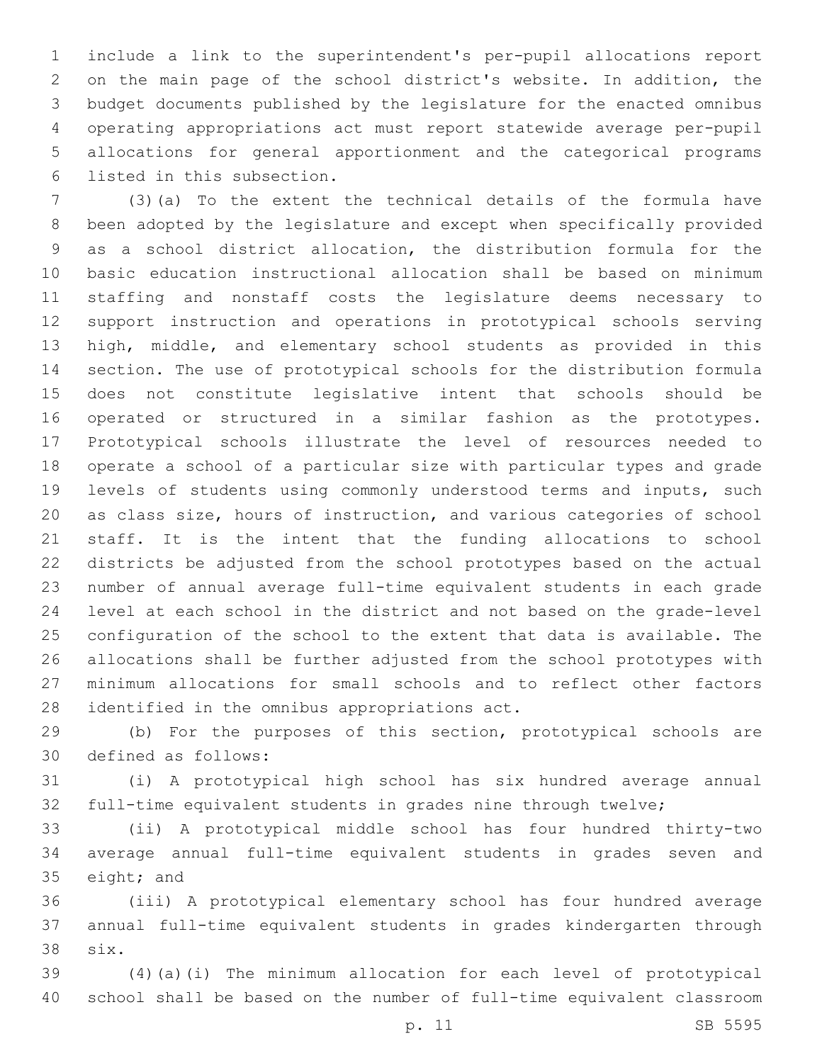include a link to the superintendent's per-pupil allocations report on the main page of the school district's website. In addition, the budget documents published by the legislature for the enacted omnibus operating appropriations act must report statewide average per-pupil allocations for general apportionment and the categorical programs listed in this subsection.

(3)(a) To the extent the technical details of the formula have been adopted by the legislature and except when specifically provided as a school district allocation, the distribution formula for the basic education instructional allocation shall be based on minimum staffing and nonstaff costs the legislature deems necessary to support instruction and operations in prototypical schools serving high, middle, and elementary school students as provided in this section. The use of prototypical schools for the distribution formula does not constitute legislative intent that schools should be operated or structured in a similar fashion as the prototypes. Prototypical schools illustrate the level of resources needed to operate a school of a particular size with particular types and grade levels of students using commonly understood terms and inputs, such as class size, hours of instruction, and various categories of school staff. It is the intent that the funding allocations to school districts be adjusted from the school prototypes based on the actual number of annual average full-time equivalent students in each grade level at each school in the district and not based on the grade-level configuration of the school to the extent that data is available. The allocations shall be further adjusted from the school prototypes with minimum allocations for small schools and to reflect other factors identified in the omnibus appropriations act.

(b) For the purposes of this section, prototypical schools are defined as follows:

(i) A prototypical high school has six hundred average annual full-time equivalent students in grades nine through twelve;

(ii) A prototypical middle school has four hundred thirty-two average annual full-time equivalent students in grades seven and eight; and

(iii) A prototypical elementary school has four hundred average annual full-time equivalent students in grades kindergarten through six.

(4)(a)(i) The minimum allocation for each level of prototypical school shall be based on the number of full-time equivalent classroom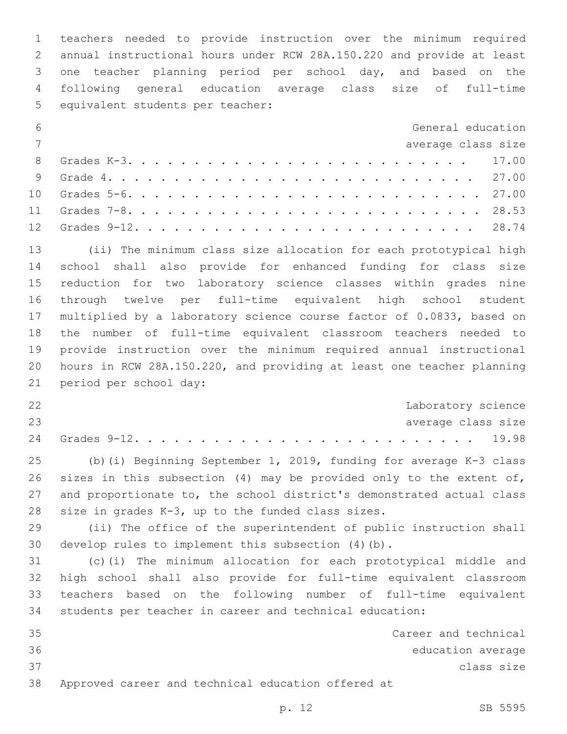teachers needed to provide instruction over the minimum required annual instructional hours under RCW 28A.150.220 and provide at least one teacher planning period per school day, and based on the following general education average class size of full-time equivalent students per teacher:

| | General education average class size |
|---|---|
| Grades K-3 | 17.00 |
| Grade 4 | 27.00 |
| Grades 5-6 | 27.00 |
| Grades 7-8 | 28.53 |
| Grades 9-12 | 28.74 |

(ii) The minimum class size allocation for each prototypical high school shall also provide for enhanced funding for class size reduction for two laboratory science classes within grades nine through twelve per full-time equivalent high school student multiplied by a laboratory science course factor of 0.0833, based on the number of full-time equivalent classroom teachers needed to provide instruction over the minimum required annual instructional hours in RCW 28A.150.220, and providing at least one teacher planning period per school day:

| | Laboratory science average class size |
|---|---|
| Grades 9-12 | 19.98 |

(b)(i) Beginning September 1, 2019, funding for average K-3 class sizes in this subsection (4) may be provided only to the extent of, and proportionate to, the school district's demonstrated actual class size in grades K-3, up to the funded class sizes.

(ii) The office of the superintendent of public instruction shall develop rules to implement this subsection (4)(b).

(c)(i) The minimum allocation for each prototypical middle and high school shall also provide for full-time equivalent classroom teachers based on the following number of full-time equivalent students per teacher in career and technical education:

| | Career and technical education average class size |
|---|---|
| Approved career and technical education offered at | |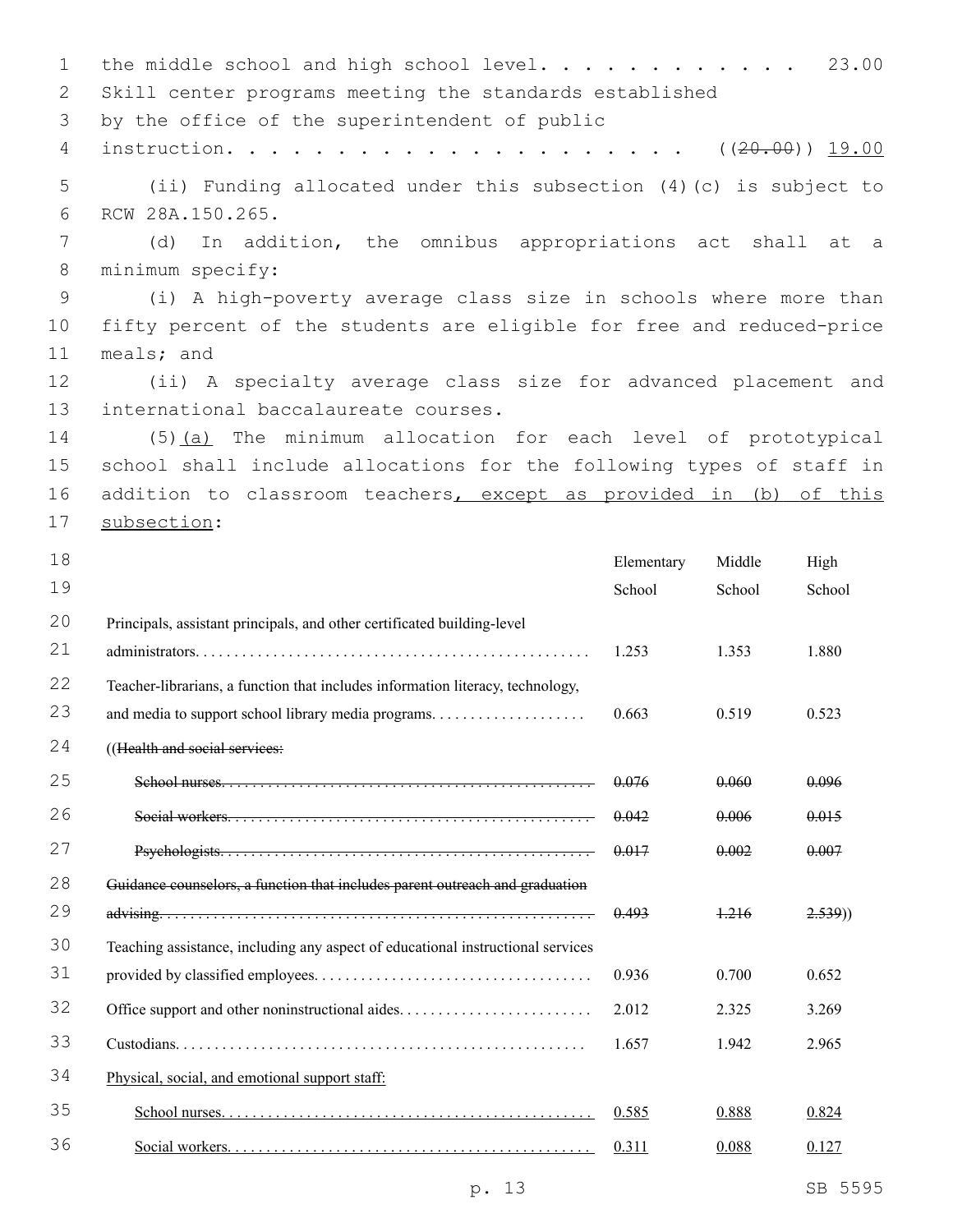the middle school and high school level. . . . . . . . . . . . 23.00

Skill center programs meeting the standards established by the office of the superintendent of public instruction. . . . . . . . . . . . . . . . . . . . . ((~~20.00~~)) <u>19.00</u>

(ii) Funding allocated under this subsection (4)(c) is subject to RCW 28A.150.265.

(d) In addition, the omnibus appropriations act shall at a minimum specify:

(i) A high-poverty average class size in schools where more than fifty percent of the students are eligible for free and reduced-price meals; and

(ii) A specialty average class size for advanced placement and international baccalaureate courses.

(5)<u>(a)</u> The minimum allocation for each level of prototypical school shall include allocations for the following types of staff in addition to classroom teachers<u>, except as provided in (b) of this subsection</u>:

| | Elementary School | Middle School | High School |
|---|---|---|---|
| Principals, assistant principals, and other certificated building-level administrators. . . . . . . . . . . . . . . . . . . . . . . . . . . . . . . . . . . . . . . . . . . . . . . . . . | 1.253 | 1.353 | 1.880 |
| Teacher-librarians, a function that includes information literacy, technology, and media to support school library media programs. . . . . . . . . . . . . . . . . . . . | 0.663 | 0.519 | 0.523 |
| ((~~Health and social services:~~) | | | |
| ~~School nurses. . . . . . . . . . . . . . . . . . . . . . . . . . . . . . . . . . . . . . . . . . . . . . . .~~ | ~~0.076~~ | ~~0.060~~ | ~~0.096~~ |
| ~~Social workers. . . . . . . . . . . . . . . . . . . . . . . . . . . . . . . . . . . . . . . . . . . . . . .~~ | ~~0.042~~ | ~~0.006~~ | ~~0.015~~ |
| ~~Psychologists. . . . . . . . . . . . . . . . . . . . . . . . . . . . . . . . . . . . . . . . . . . . . . . .~~ | ~~0.017~~ | ~~0.002~~ | ~~0.007~~ |
| ~~Guidance counselors, a function that includes parent outreach and graduation advising. . . . . . . . . . . . . . . . . . . . . . . . . . . . . . . . . . . . . . . . . . . . . . . . . . . . . .~~ | ~~0.493~~ | ~~1.216~~ | ~~2.539~~)) |
| Teaching assistance, including any aspect of educational instructional services provided by classified employees. . . . . . . . . . . . . . . . . . . . . . . . . . . . . . . . . . . | 0.936 | 0.700 | 0.652 |
| Office support and other noninstructional aides. . . . . . . . . . . . . . . . . . . . . . . . | 2.012 | 2.325 | 3.269 |
| Custodians. . . . . . . . . . . . . . . . . . . . . . . . . . . . . . . . . . . . . . . . . . . . . . . . . . . | 1.657 | 1.942 | 2.965 |
| <u>Physical, social, and emotional support staff:</u> | | | |
| <u>School nurses. . . . . . . . . . . . . . . . . . . . . . . . . . . . . . . . . . . . . . . . . . . . . . . .</u> | <u>0.585</u> | <u>0.888</u> | <u>0.824</u> |
| <u>Social workers. . . . . . . . . . . . . . . . . . . . . . . . . . . . . . . . . . . . . . . . . . . . . . .</u> | <u>0.311</u> | <u>0.088</u> | <u>0.127</u> |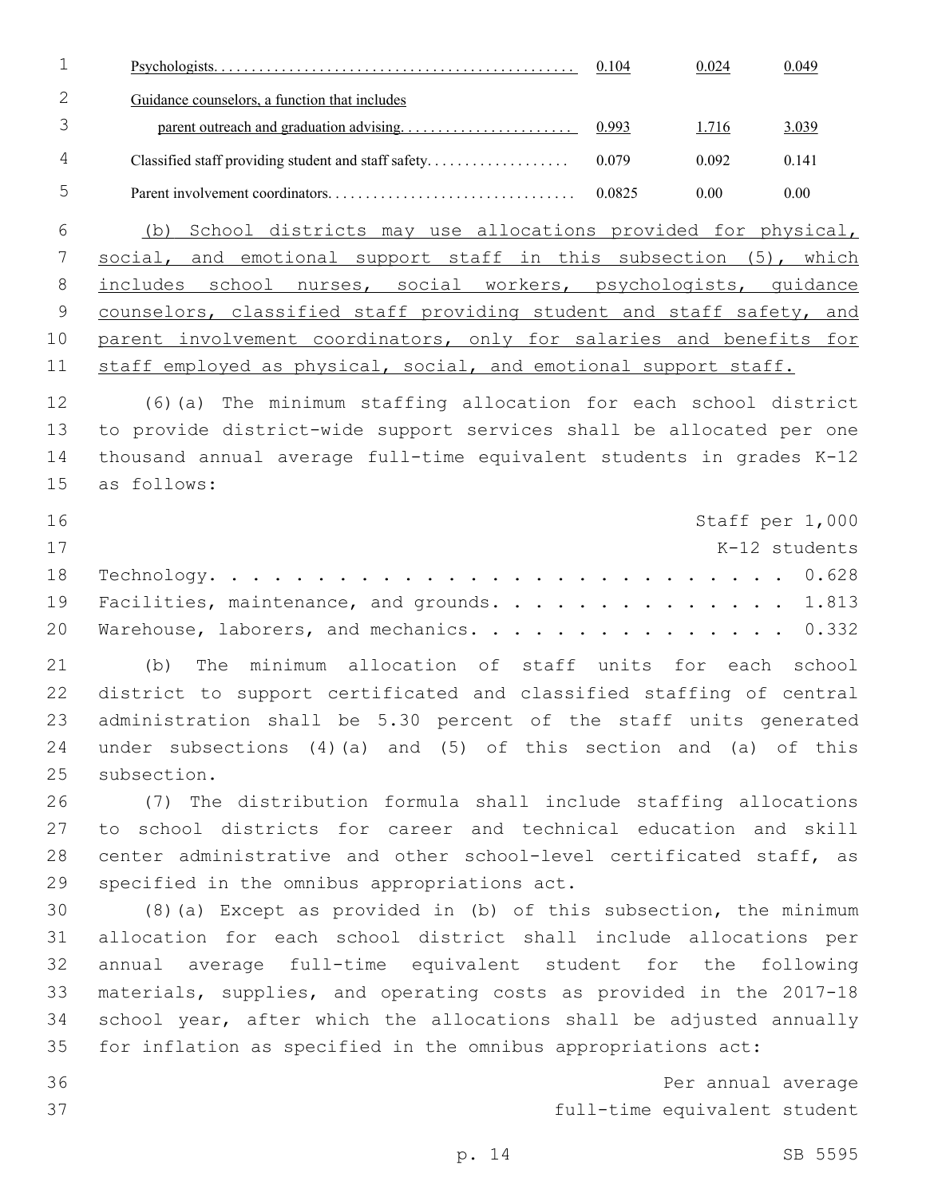| | | | |
|---|---|---|---|
| Psychologists. | 0.104 | 0.024 | 0.049 |
| Guidance counselors, a function that includes parent outreach and graduation advising. | 0.993 | 1.716 | 3.039 |
| Classified staff providing student and staff safety. | 0.079 | 0.092 | 0.141 |
| Parent involvement coordinators. | 0.0825 | 0.00 | 0.00 |

(b) School districts may use allocations provided for physical, social, and emotional support staff in this subsection (5), which includes school nurses, social workers, psychologists, guidance counselors, classified staff providing student and staff safety, and parent involvement coordinators, only for salaries and benefits for staff employed as physical, social, and emotional support staff.

(6)(a) The minimum staffing allocation for each school district to provide district-wide support services shall be allocated per one thousand annual average full-time equivalent students in grades K-12 as follows:

| | Staff per 1,000 K-12 students |
|---|---|
| Technology. | 0.628 |
| Facilities, maintenance, and grounds. | 1.813 |
| Warehouse, laborers, and mechanics. | 0.332 |

(b) The minimum allocation of staff units for each school district to support certificated and classified staffing of central administration shall be 5.30 percent of the staff units generated under subsections (4)(a) and (5) of this section and (a) of this subsection.

(7) The distribution formula shall include staffing allocations to school districts for career and technical education and skill center administrative and other school-level certificated staff, as specified in the omnibus appropriations act.

(8)(a) Except as provided in (b) of this subsection, the minimum allocation for each school district shall include allocations per annual average full-time equivalent student for the following materials, supplies, and operating costs as provided in the 2017-18 school year, after which the allocations shall be adjusted annually for inflation as specified in the omnibus appropriations act:

Per annual average full-time equivalent student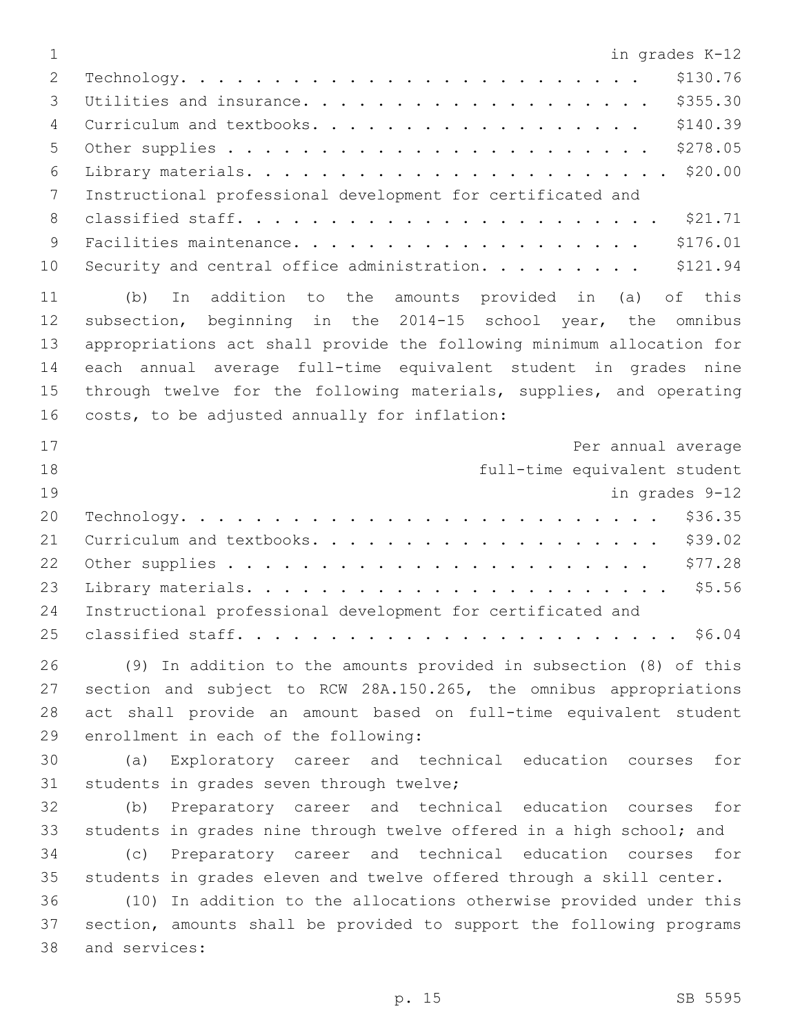| | Per annual average full-time equivalent student in grades K-12 |
|---|---|
| Technology | $130.76 |
| Utilities and insurance | $355.30 |
| Curriculum and textbooks | $140.39 |
| Other supplies | $278.05 |
| Library materials | $20.00 |
| Instructional professional development for certificated and classified staff | $21.71 |
| Facilities maintenance | $176.01 |
| Security and central office administration | $121.94 |

(b) In addition to the amounts provided in (a) of this subsection, beginning in the 2014-15 school year, the omnibus appropriations act shall provide the following minimum allocation for each annual average full-time equivalent student in grades nine through twelve for the following materials, supplies, and operating costs, to be adjusted annually for inflation:

| | Per annual average full-time equivalent student in grades 9-12 |
|---|---|
| Technology | $36.35 |
| Curriculum and textbooks | $39.02 |
| Other supplies | $77.28 |
| Library materials | $5.56 |
| Instructional professional development for certificated and classified staff | $6.04 |

(9) In addition to the amounts provided in subsection (8) of this section and subject to RCW 28A.150.265, the omnibus appropriations act shall provide an amount based on full-time equivalent student enrollment in each of the following:

(a) Exploratory career and technical education courses for students in grades seven through twelve;

(b) Preparatory career and technical education courses for students in grades nine through twelve offered in a high school; and

(c) Preparatory career and technical education courses for students in grades eleven and twelve offered through a skill center.

(10) In addition to the allocations otherwise provided under this section, amounts shall be provided to support the following programs and services: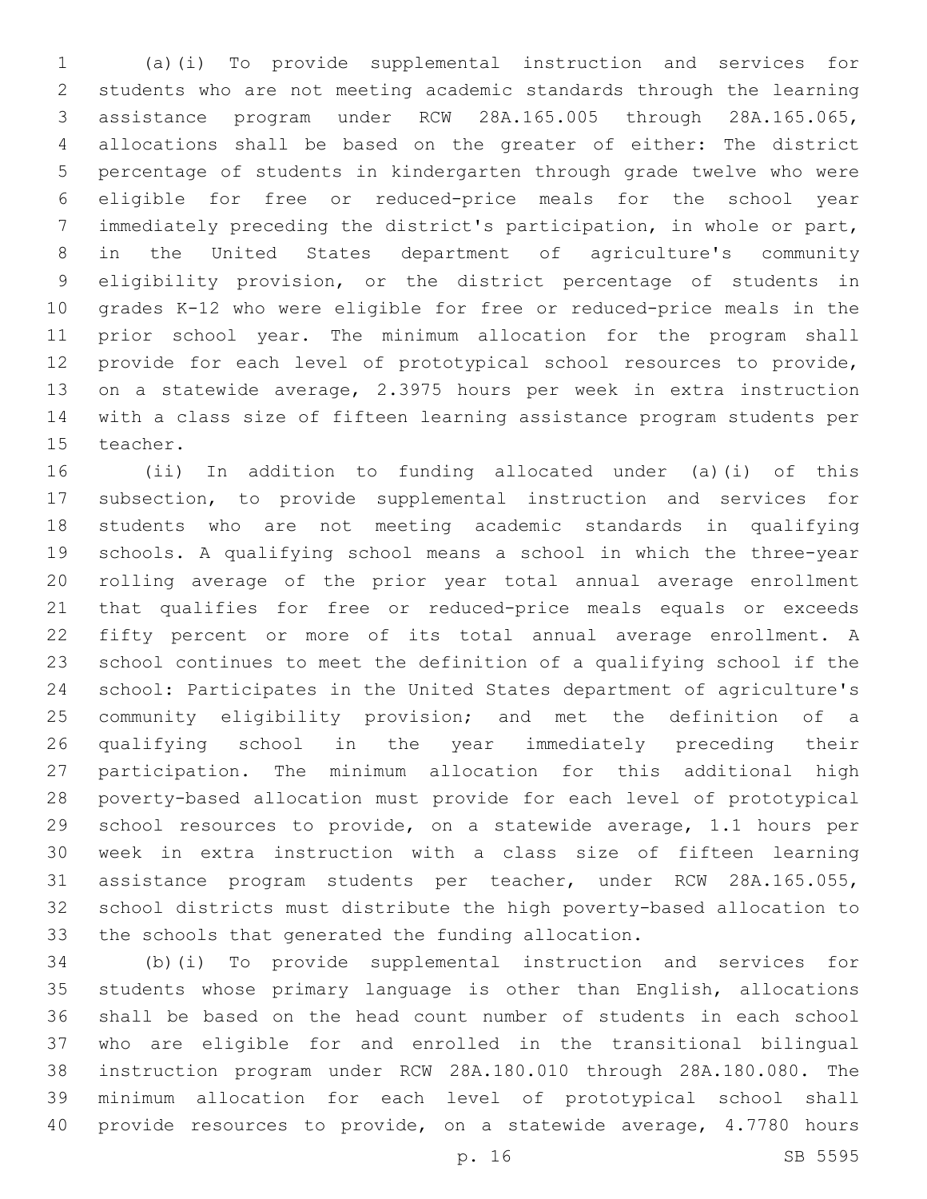(a)(i) To provide supplemental instruction and services for students who are not meeting academic standards through the learning assistance program under RCW 28A.165.005 through 28A.165.065, allocations shall be based on the greater of either: The district percentage of students in kindergarten through grade twelve who were eligible for free or reduced-price meals for the school year immediately preceding the district's participation, in whole or part, in the United States department of agriculture's community eligibility provision, or the district percentage of students in grades K-12 who were eligible for free or reduced-price meals in the prior school year. The minimum allocation for the program shall provide for each level of prototypical school resources to provide, on a statewide average, 2.3975 hours per week in extra instruction with a class size of fifteen learning assistance program students per teacher.

(ii) In addition to funding allocated under (a)(i) of this subsection, to provide supplemental instruction and services for students who are not meeting academic standards in qualifying schools. A qualifying school means a school in which the three-year rolling average of the prior year total annual average enrollment that qualifies for free or reduced-price meals equals or exceeds fifty percent or more of its total annual average enrollment. A school continues to meet the definition of a qualifying school if the school: Participates in the United States department of agriculture's community eligibility provision; and met the definition of a qualifying school in the year immediately preceding their participation. The minimum allocation for this additional high poverty-based allocation must provide for each level of prototypical school resources to provide, on a statewide average, 1.1 hours per week in extra instruction with a class size of fifteen learning assistance program students per teacher, under RCW 28A.165.055, school districts must distribute the high poverty-based allocation to the schools that generated the funding allocation.

(b)(i) To provide supplemental instruction and services for students whose primary language is other than English, allocations shall be based on the head count number of students in each school who are eligible for and enrolled in the transitional bilingual instruction program under RCW 28A.180.010 through 28A.180.080. The minimum allocation for each level of prototypical school shall provide resources to provide, on a statewide average, 4.7780 hours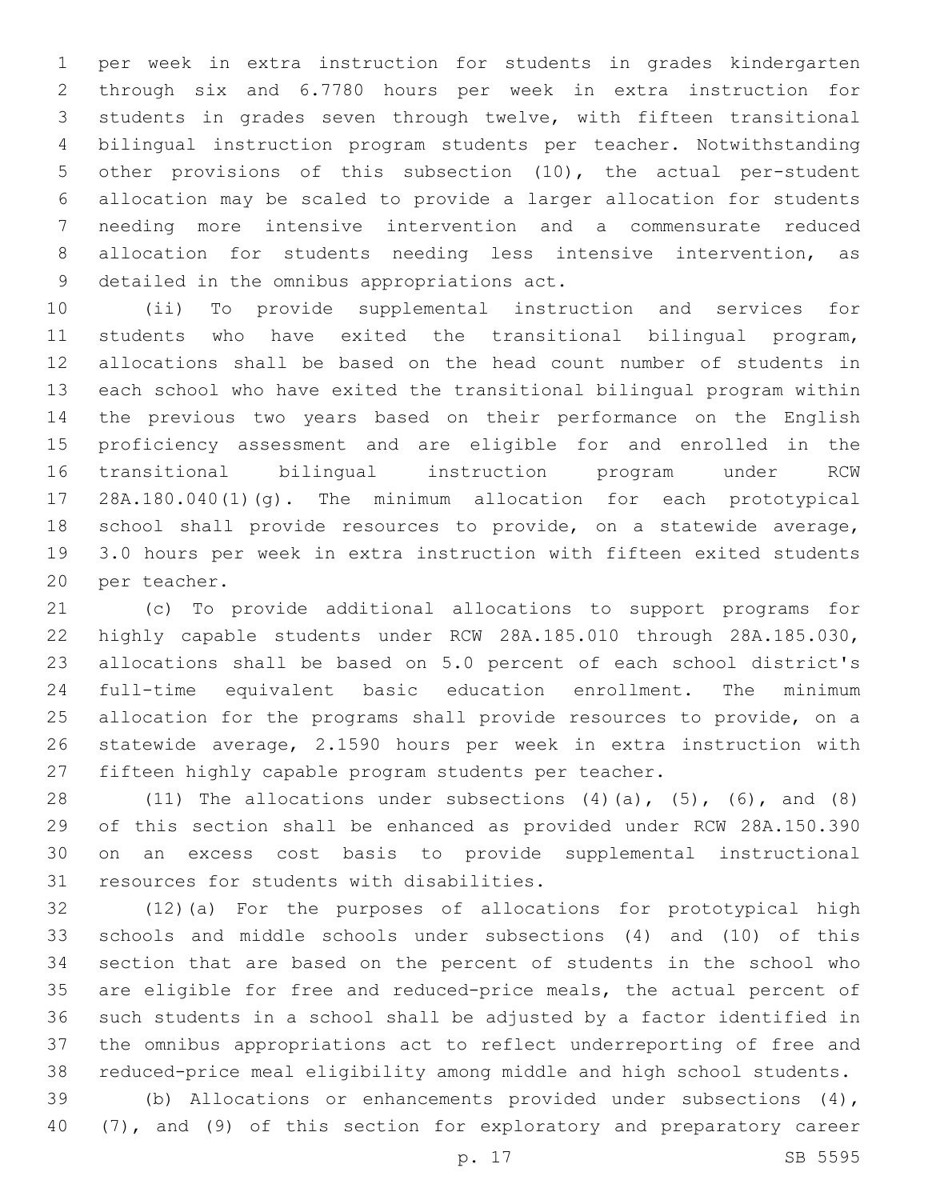per week in extra instruction for students in grades kindergarten through six and 6.7780 hours per week in extra instruction for students in grades seven through twelve, with fifteen transitional bilingual instruction program students per teacher. Notwithstanding other provisions of this subsection (10), the actual per-student allocation may be scaled to provide a larger allocation for students needing more intensive intervention and a commensurate reduced allocation for students needing less intensive intervention, as detailed in the omnibus appropriations act.

(ii) To provide supplemental instruction and services for students who have exited the transitional bilingual program, allocations shall be based on the head count number of students in each school who have exited the transitional bilingual program within the previous two years based on their performance on the English proficiency assessment and are eligible for and enrolled in the transitional bilingual instruction program under RCW 28A.180.040(1)(g). The minimum allocation for each prototypical school shall provide resources to provide, on a statewide average, 3.0 hours per week in extra instruction with fifteen exited students per teacher.

(c) To provide additional allocations to support programs for highly capable students under RCW 28A.185.010 through 28A.185.030, allocations shall be based on 5.0 percent of each school district's full-time equivalent basic education enrollment. The minimum allocation for the programs shall provide resources to provide, on a statewide average, 2.1590 hours per week in extra instruction with fifteen highly capable program students per teacher.

(11) The allocations under subsections (4)(a), (5), (6), and (8) of this section shall be enhanced as provided under RCW 28A.150.390 on an excess cost basis to provide supplemental instructional resources for students with disabilities.

(12)(a) For the purposes of allocations for prototypical high schools and middle schools under subsections (4) and (10) of this section that are based on the percent of students in the school who are eligible for free and reduced-price meals, the actual percent of such students in a school shall be adjusted by a factor identified in the omnibus appropriations act to reflect underreporting of free and reduced-price meal eligibility among middle and high school students.

(b) Allocations or enhancements provided under subsections (4), (7), and (9) of this section for exploratory and preparatory career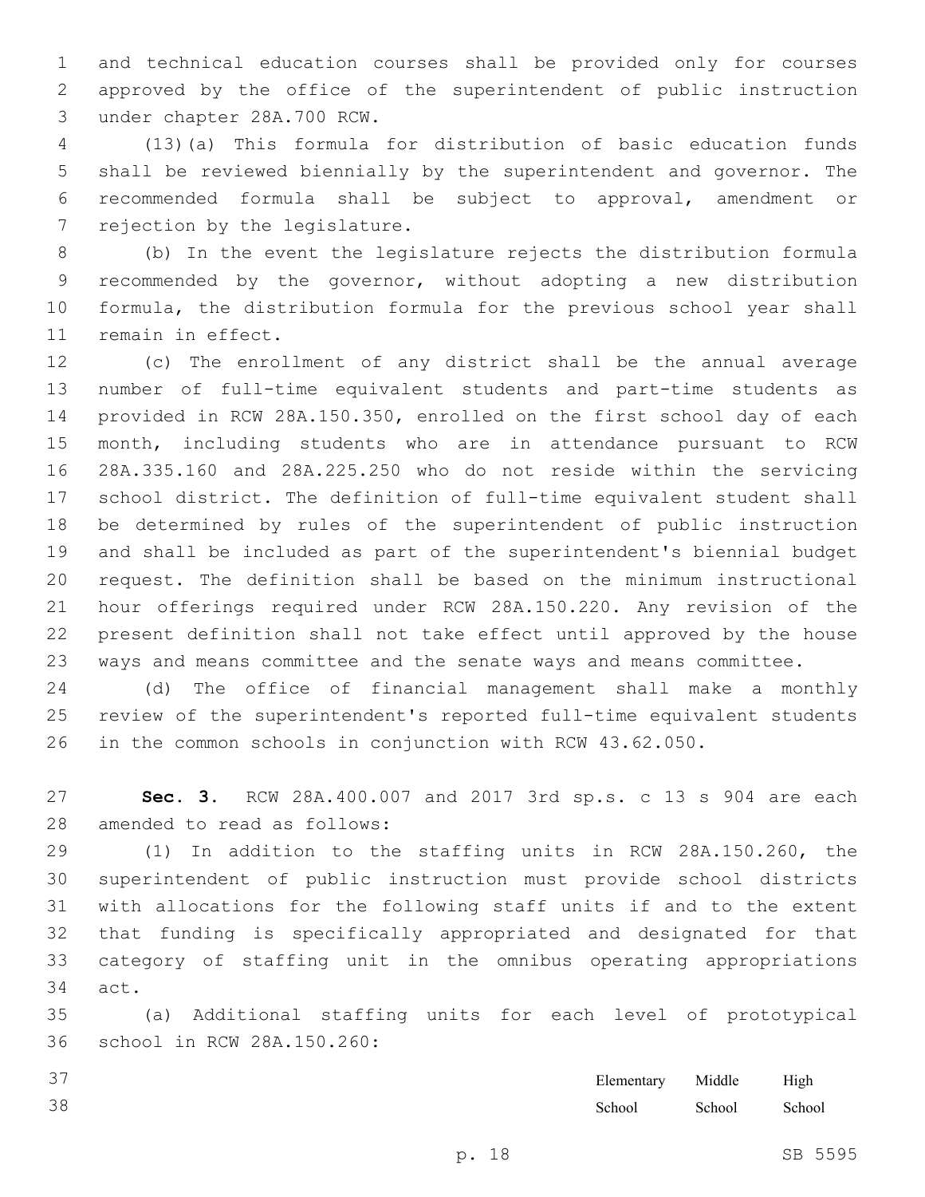and technical education courses shall be provided only for courses approved by the office of the superintendent of public instruction under chapter 28A.700 RCW.

(13)(a) This formula for distribution of basic education funds shall be reviewed biennially by the superintendent and governor. The recommended formula shall be subject to approval, amendment or rejection by the legislature.

(b) In the event the legislature rejects the distribution formula recommended by the governor, without adopting a new distribution formula, the distribution formula for the previous school year shall remain in effect.

(c) The enrollment of any district shall be the annual average number of full-time equivalent students and part-time students as provided in RCW 28A.150.350, enrolled on the first school day of each month, including students who are in attendance pursuant to RCW 28A.335.160 and 28A.225.250 who do not reside within the servicing school district. The definition of full-time equivalent student shall be determined by rules of the superintendent of public instruction and shall be included as part of the superintendent's biennial budget request. The definition shall be based on the minimum instructional hour offerings required under RCW 28A.150.220. Any revision of the present definition shall not take effect until approved by the house ways and means committee and the senate ways and means committee.

(d) The office of financial management shall make a monthly review of the superintendent's reported full-time equivalent students in the common schools in conjunction with RCW 43.62.050.

**Sec. 3.** RCW 28A.400.007 and 2017 3rd sp.s. c 13 s 904 are each amended to read as follows:

(1) In addition to the staffing units in RCW 28A.150.260, the superintendent of public instruction must provide school districts with allocations for the following staff units if and to the extent that funding is specifically appropriated and designated for that category of staffing unit in the omnibus operating appropriations act.

(a) Additional staffing units for each level of prototypical school in RCW 28A.150.260:

| | Elementary School | Middle School | High School |
|---|---|---|---|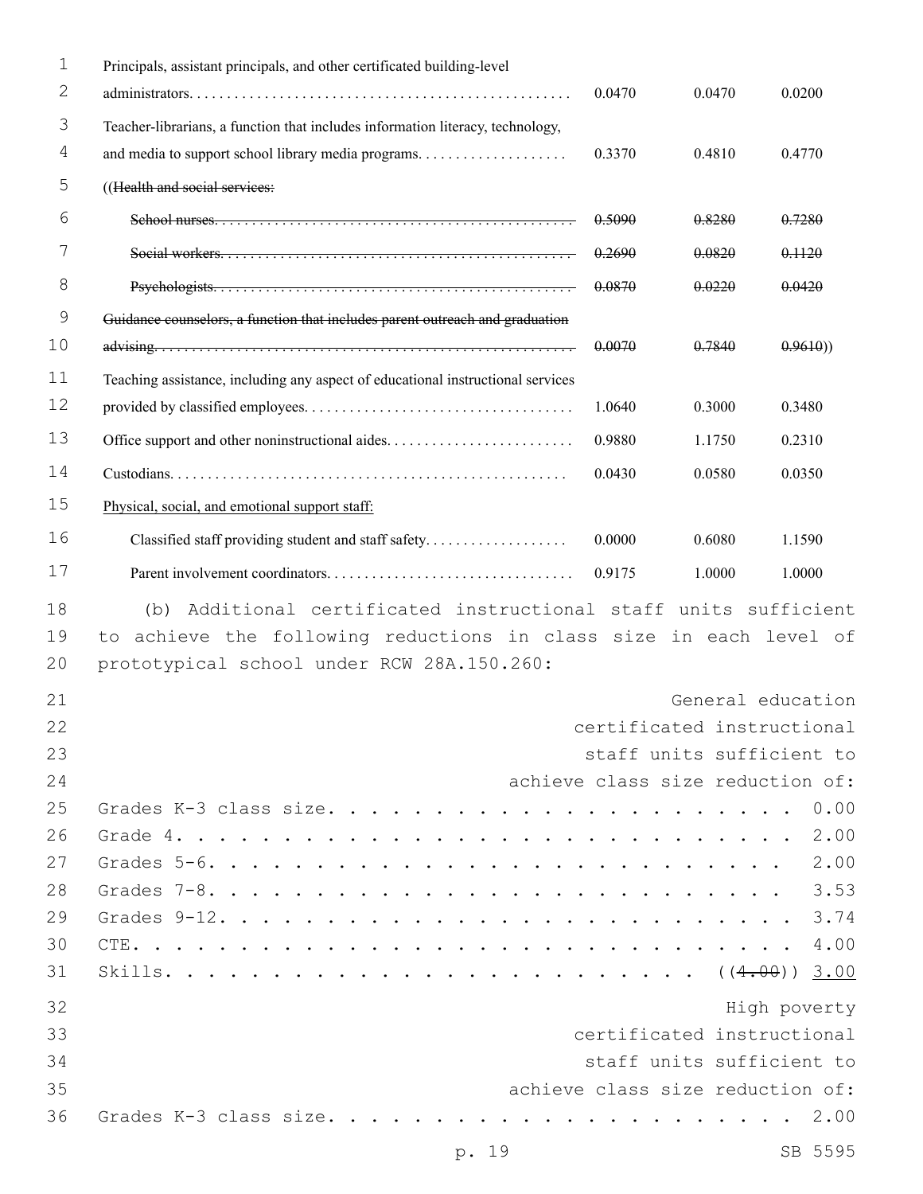| | | | |
|---|---|---|---|
| Principals, assistant principals, and other certificated building-level administrators | 0.0470 | 0.0470 | 0.0200 |
| Teacher-librarians, a function that includes information literacy, technology, and media to support school library media programs | 0.3370 | 0.4810 | 0.4770 |
| ((~~Health and social services:~~ | | | |
| ~~School nurses~~ | ~~0.5090~~ | ~~0.8280~~ | ~~0.7280~~ |
| ~~Social workers~~ | ~~0.2690~~ | ~~0.0820~~ | ~~0.1120~~ |
| ~~Psychologists~~ | ~~0.0870~~ | ~~0.0220~~ | ~~0.0420~~ |
| ~~Guidance counselors, a function that includes parent outreach and graduation advising~~ | ~~0.0070~~ | ~~0.7840~~ | ~~0.9610~~)) |
| Teaching assistance, including any aspect of educational instructional services provided by classified employees | 1.0640 | 0.3000 | 0.3480 |
| Office support and other noninstructional aides | 0.9880 | 1.1750 | 0.2310 |
| Custodians | 0.0430 | 0.0580 | 0.0350 |
| <u>Physical, social, and emotional support staff:</u> | | | |
| Classified staff providing student and staff safety | 0.0000 | 0.6080 | 1.1590 |
| Parent involvement coordinators | 0.9175 | 1.0000 | 1.0000 |

(b) Additional certificated instructional staff units sufficient to achieve the following reductions in class size in each level of prototypical school under RCW 28A.150.260:

| | General education certificated instructional staff units sufficient to achieve class size reduction of: |
|---|---|
| Grades K-3 class size | 0.00 |
| Grade 4 | 2.00 |
| Grades 5-6 | 2.00 |
| Grades 7-8 | 3.53 |
| Grades 9-12 | 3.74 |
| CTE | 4.00 |
| Skills | ((~~4.00~~)) <u>3.00</u> |

| | High poverty certificated instructional staff units sufficient to achieve class size reduction of: |
|---|---|
| Grades K-3 class size | 2.00 |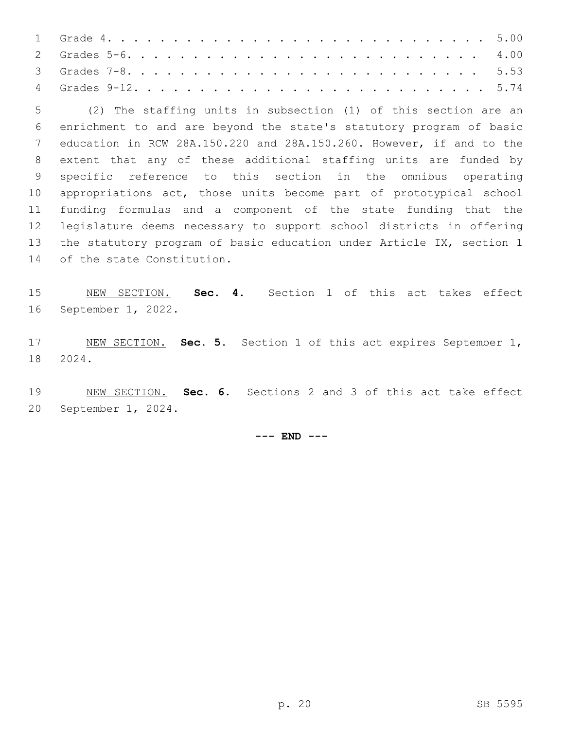Grade 4. . . . . . . . . . . . . . . . . . . . . . . . . . . . 5.00
Grades 5-6. . . . . . . . . . . . . . . . . . . . . . . . . . 4.00
Grades 7-8. . . . . . . . . . . . . . . . . . . . . . . . . . 5.53
Grades 9-12. . . . . . . . . . . . . . . . . . . . . . . . . . 5.74

(2) The staffing units in subsection (1) of this section are an enrichment to and are beyond the state's statutory program of basic education in RCW 28A.150.220 and 28A.150.260. However, if and to the extent that any of these additional staffing units are funded by specific reference to this section in the omnibus operating appropriations act, those units become part of prototypical school funding formulas and a component of the state funding that the legislature deems necessary to support school districts in offering the statutory program of basic education under Article IX, section 1 of the state Constitution.

NEW SECTION. **Sec. 4.** Section 1 of this act takes effect September 1, 2022.

NEW SECTION. **Sec. 5.** Section 1 of this act expires September 1, 2024.

NEW SECTION. **Sec. 6.** Sections 2 and 3 of this act take effect September 1, 2024.

**--- END ---**